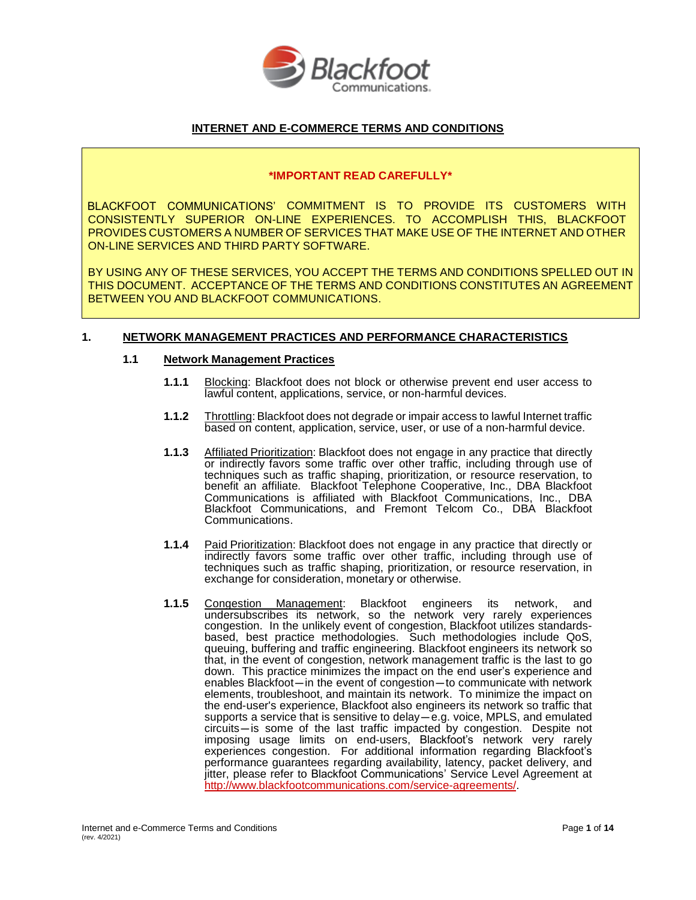# INTERNET AND E-COMMERCE TERMS AND CONDITIONS

**\*IMPORTANT READ CAREFULLY\***

BLACKFOOT COMMUNICATIONS' COMMITMENT IS TO PROVIDE ITS CUSTOMERS WITH CONSISTENTLY SUPERIOR ON-LINE EXPERIENCES. TO ACCOMPLISH THIS, BLACKFOOT PROVIDES CUSTOMERS A NUMBER OF SERVICES THAT MAKE USE OF THE INTERNET AND OTHER ON-LINE SERVICES AND THIRD PARTY SOFTWARE.

BY USING ANY OF THESE SERVICES, YOU ACCEPT THE TERMS AND CONDITIONS SPELLED OUT IN THIS DOCUMENT. ACCEPTANCE OF THE TERMS AND CONDITIONS CONSTITUTES AN AGREEMENT BETWEEN YOU AND BLACKFOOT COMMUNICATIONS.

## 1. NETWORK MANAGEMENT PRACTICES AND PERFORMANCE CHARACTERISTICS

### 1.1 Network Management Practices

**1.1.1** Blocking: Blackfoot does not block or otherwise prevent end user access to lawful content, applications, service, or non-harmful devices.

**1.1.2** Throttling: Blackfoot does not degrade or impair access to lawful Internet traffic based on content, application, service, user, or use of a non-harmful device.

**1.1.3** Affiliated Prioritization: Blackfoot does not engage in any practice that directly or indirectly favors some traffic over other traffic, including through use of techniques such as traffic shaping, prioritization, or resource reservation, to benefit an affiliate. Blackfoot Telephone Cooperative, Inc., DBA Blackfoot Communications is affiliated with Blackfoot Communications, Inc., DBA Blackfoot Communications, and Fremont Telcom Co., DBA Blackfoot Communications.

**1.1.4** Paid Prioritization: Blackfoot does not engage in any practice that directly or indirectly favors some traffic over other traffic, including through use of techniques such as traffic shaping, prioritization, or resource reservation, in exchange for consideration, monetary or otherwise.

**1.1.5** Congestion Management: Blackfoot engineers its network, and undersubscribes its network, so the network very rarely experiences congestion. In the unlikely event of congestion, Blackfoot utilizes standards-based, best practice methodologies. Such methodologies include QoS, queuing, buffering and traffic engineering. Blackfoot engineers its network so that, in the event of congestion, network management traffic is the last to go down. This practice minimizes the impact on the end user's experience and enables Blackfoot—in the event of congestion—to communicate with network elements, troubleshoot, and maintain its network. To minimize the impact on the end-user's experience, Blackfoot also engineers its network so traffic that supports a service that is sensitive to delay—e.g. voice, MPLS, and emulated circuits—is some of the last traffic impacted by congestion. Despite not imposing usage limits on end-users, Blackfoot's network very rarely experiences congestion. For additional information regarding Blackfoot's performance guarantees regarding availability, latency, packet delivery, and jitter, please refer to Blackfoot Communications' Service Level Agreement at http://www.blackfootcommunications.com/service-agreements/.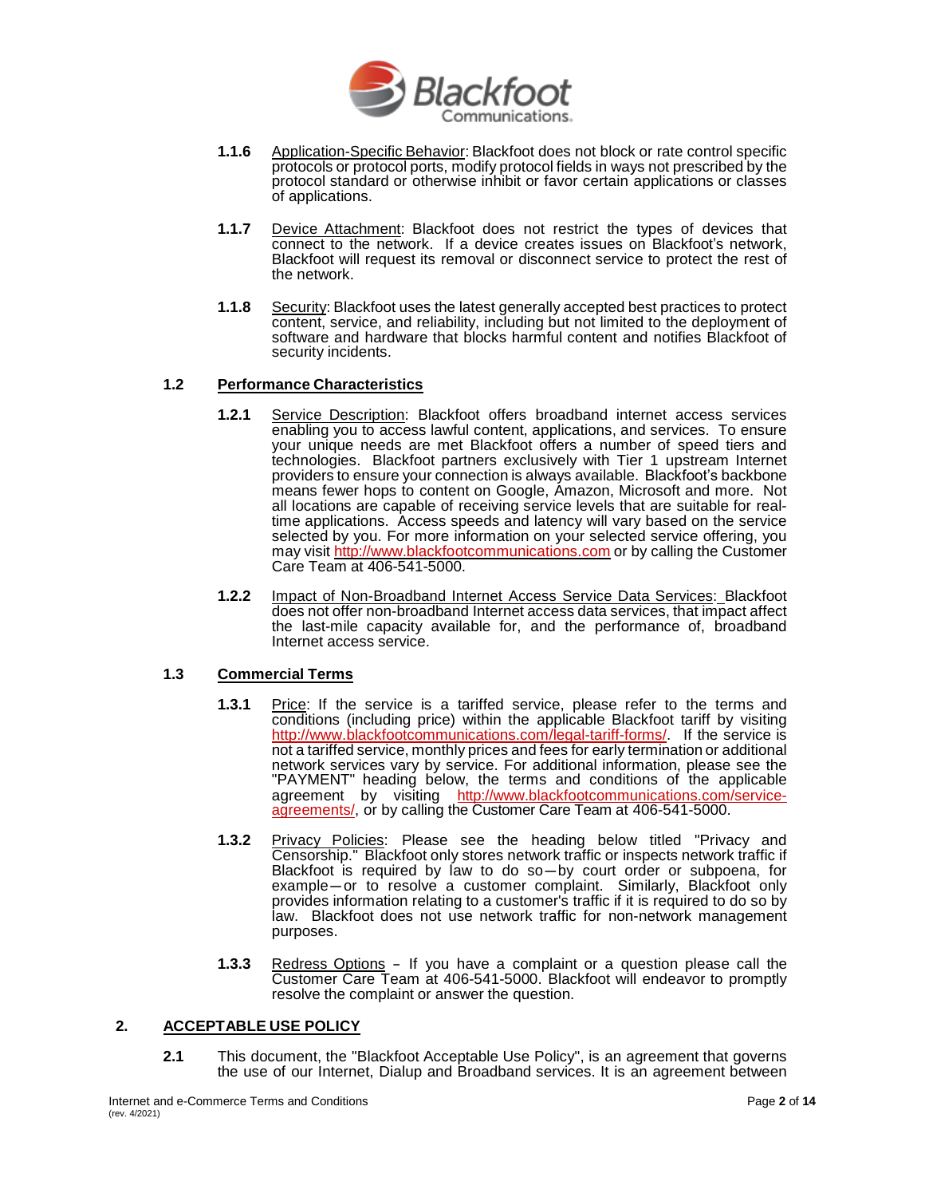**1.1.6** Application-Specific Behavior: Blackfoot does not block or rate control specific protocols or protocol ports, modify protocol fields in ways not prescribed by the protocol standard or otherwise inhibit or favor certain applications or classes of applications.

**1.1.7** Device Attachment: Blackfoot does not restrict the types of devices that connect to the network. If a device creates issues on Blackfoot's network, Blackfoot will request its removal or disconnect service to protect the rest of the network.

**1.1.8** Security: Blackfoot uses the latest generally accepted best practices to protect content, service, and reliability, including but not limited to the deployment of software and hardware that blocks harmful content and notifies Blackfoot of security incidents.

### 1.2 Performance Characteristics

**1.2.1** Service Description: Blackfoot offers broadband internet access services enabling you to access lawful content, applications, and services. To ensure your unique needs are met Blackfoot offers a number of speed tiers and technologies. Blackfoot partners exclusively with Tier 1 upstream Internet providers to ensure your connection is always available. Blackfoot's backbone means fewer hops to content on Google, Amazon, Microsoft and more. Not all locations are capable of receiving service levels that are suitable for real-time applications. Access speeds and latency will vary based on the service selected by you. For more information on your selected service offering, you may visit http://www.blackfootcommunications.com or by calling the Customer Care Team at 406-541-5000.

**1.2.2** Impact of Non-Broadband Internet Access Service Data Services: Blackfoot does not offer non-broadband Internet access data services, that impact affect the last-mile capacity available for, and the performance of, broadband Internet access service.

### 1.3 Commercial Terms

**1.3.1** Price: If the service is a tariffed service, please refer to the terms and conditions (including price) within the applicable Blackfoot tariff by visiting http://www.blackfootcommunications.com/legal-tariff-forms/. If the service is not a tariffed service, monthly prices and fees for early termination or additional network services vary by service. For additional information, please see the "PAYMENT" heading below, the terms and conditions of the applicable agreement by visiting http://www.blackfootcommunications.com/service-agreements/, or by calling the Customer Care Team at 406-541-5000.

**1.3.2** Privacy Policies: Please see the heading below titled "Privacy and Censorship." Blackfoot only stores network traffic or inspects network traffic if Blackfoot is required by law to do so—by court order or subpoena, for example—or to resolve a customer complaint. Similarly, Blackfoot only provides information relating to a customer's traffic if it is required to do so by law. Blackfoot does not use network traffic for non-network management purposes.

**1.3.3** Redress Options – If you have a complaint or a question please call the Customer Care Team at 406-541-5000. Blackfoot will endeavor to promptly resolve the complaint or answer the question.

## 2. ACCEPTABLE USE POLICY

**2.1** This document, the "Blackfoot Acceptable Use Policy", is an agreement that governs the use of our Internet, Dialup and Broadband services. It is an agreement between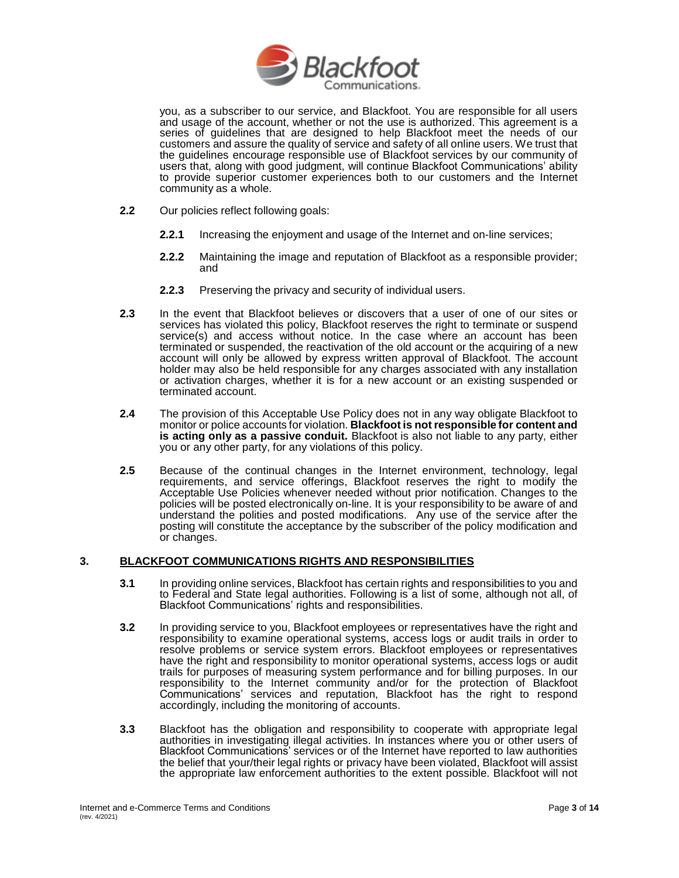you, as a subscriber to our service, and Blackfoot. You are responsible for all users and usage of the account, whether or not the use is authorized. This agreement is a series of guidelines that are designed to help Blackfoot meet the needs of our customers and assure the quality of service and safety of all online users. We trust that the guidelines encourage responsible use of Blackfoot services by our community of users that, along with good judgment, will continue Blackfoot Communications' ability to provide superior customer experiences both to our customers and the Internet community as a whole.

**2.2** Our policies reflect following goals:

- **2.2.1** Increasing the enjoyment and usage of the Internet and on-line services;
- **2.2.2** Maintaining the image and reputation of Blackfoot as a responsible provider; and
- **2.2.3** Preserving the privacy and security of individual users.

**2.3** In the event that Blackfoot believes or discovers that a user of one of our sites or services has violated this policy, Blackfoot reserves the right to terminate or suspend service(s) and access without notice. In the case where an account has been terminated or suspended, the reactivation of the old account or the acquiring of a new account will only be allowed by express written approval of Blackfoot. The account holder may also be held responsible for any charges associated with any installation or activation charges, whether it is for a new account or an existing suspended or terminated account.

**2.4** The provision of this Acceptable Use Policy does not in any way obligate Blackfoot to monitor or police accounts for violation. **Blackfoot is not responsible for content and is acting only as a passive conduit.** Blackfoot is also not liable to any party, either you or any other party, for any violations of this policy.

**2.5** Because of the continual changes in the Internet environment, technology, legal requirements, and service offerings, Blackfoot reserves the right to modify the Acceptable Use Policies whenever needed without prior notification. Changes to the policies will be posted electronically on-line. It is your responsibility to be aware of and understand the polities and posted modifications. Any use of the service after the posting will constitute the acceptance by the subscriber of the policy modification and or changes.

## 3. BLACKFOOT COMMUNICATIONS RIGHTS AND RESPONSIBILITIES

**3.1** In providing online services, Blackfoot has certain rights and responsibilities to you and to Federal and State legal authorities. Following is a list of some, although not all, of Blackfoot Communications' rights and responsibilities.

**3.2** In providing service to you, Blackfoot employees or representatives have the right and responsibility to examine operational systems, access logs or audit trails in order to resolve problems or service system errors. Blackfoot employees or representatives have the right and responsibility to monitor operational systems, access logs or audit trails for purposes of measuring system performance and for billing purposes. In our responsibility to the Internet community and/or for the protection of Blackfoot Communications' services and reputation, Blackfoot has the right to respond accordingly, including the monitoring of accounts.

**3.3** Blackfoot has the obligation and responsibility to cooperate with appropriate legal authorities in investigating illegal activities. In instances where you or other users of Blackfoot Communications' services or of the Internet have reported to law authorities the belief that your/their legal rights or privacy have been violated, Blackfoot will assist the appropriate law enforcement authorities to the extent possible. Blackfoot will not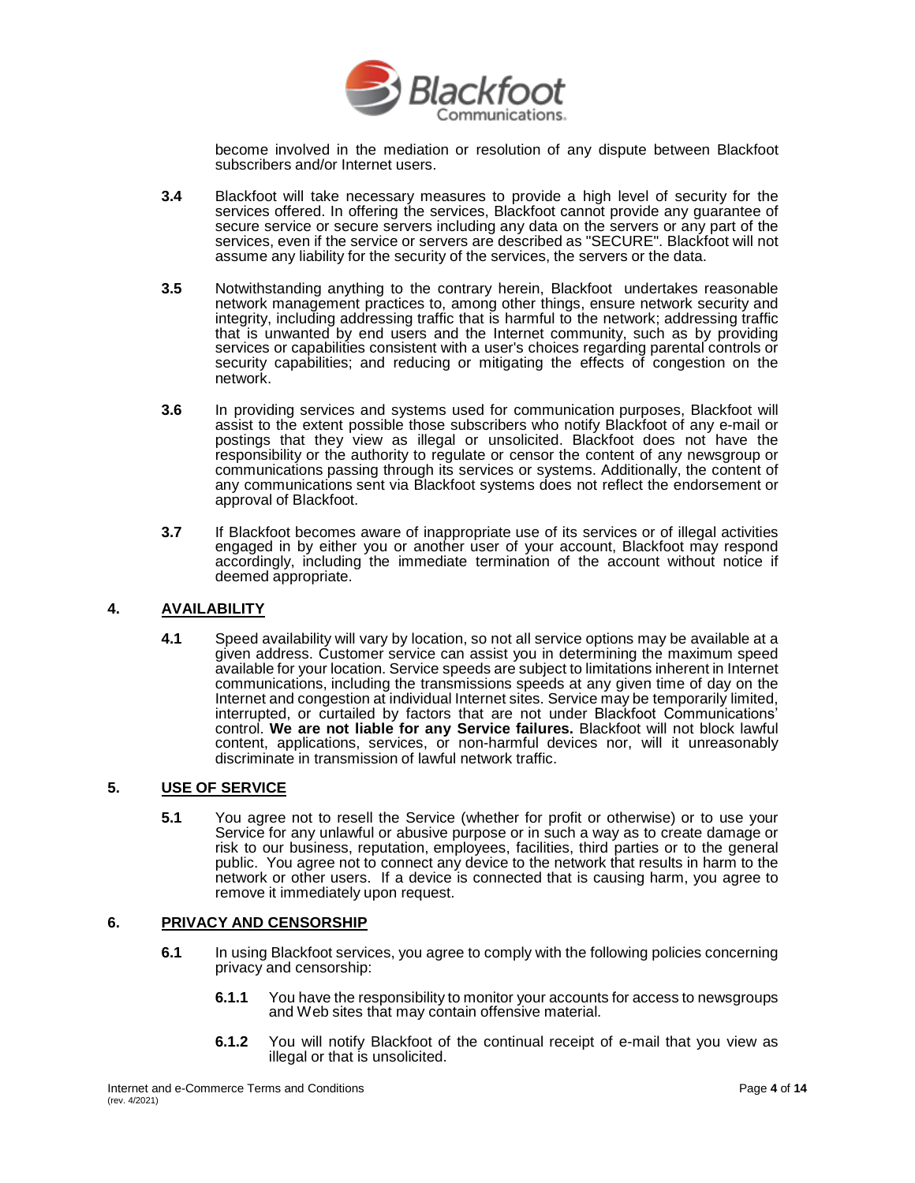become involved in the mediation or resolution of any dispute between Blackfoot subscribers and/or Internet users.

**3.4** Blackfoot will take necessary measures to provide a high level of security for the services offered. In offering the services, Blackfoot cannot provide any guarantee of secure service or secure servers including any data on the servers or any part of the services, even if the service or servers are described as "SECURE". Blackfoot will not assume any liability for the security of the services, the servers or the data.

**3.5** Notwithstanding anything to the contrary herein, Blackfoot undertakes reasonable network management practices to, among other things, ensure network security and integrity, including addressing traffic that is harmful to the network; addressing traffic that is unwanted by end users and the Internet community, such as by providing services or capabilities consistent with a user's choices regarding parental controls or security capabilities; and reducing or mitigating the effects of congestion on the network.

**3.6** In providing services and systems used for communication purposes, Blackfoot will assist to the extent possible those subscribers who notify Blackfoot of any e-mail or postings that they view as illegal or unsolicited. Blackfoot does not have the responsibility or the authority to regulate or censor the content of any newsgroup or communications passing through its services or systems. Additionally, the content of any communications sent via Blackfoot systems does not reflect the endorsement or approval of Blackfoot.

**3.7** If Blackfoot becomes aware of inappropriate use of its services or of illegal activities engaged in by either you or another user of your account, Blackfoot may respond accordingly, including the immediate termination of the account without notice if deemed appropriate.

## 4. AVAILABILITY

**4.1** Speed availability will vary by location, so not all service options may be available at a given address. Customer service can assist you in determining the maximum speed available for your location. Service speeds are subject to limitations inherent in Internet communications, including the transmissions speeds at any given time of day on the Internet and congestion at individual Internet sites. Service may be temporarily limited, interrupted, or curtailed by factors that are not under Blackfoot Communications' control. **We are not liable for any Service failures.** Blackfoot will not block lawful content, applications, services, or non-harmful devices nor, will it unreasonably discriminate in transmission of lawful network traffic.

## 5. USE OF SERVICE

**5.1** You agree not to resell the Service (whether for profit or otherwise) or to use your Service for any unlawful or abusive purpose or in such a way as to create damage or risk to our business, reputation, employees, facilities, third parties or to the general public. You agree not to connect any device to the network that results in harm to the network or other users. If a device is connected that is causing harm, you agree to remove it immediately upon request.

## 6. PRIVACY AND CENSORSHIP

**6.1** In using Blackfoot services, you agree to comply with the following policies concerning privacy and censorship:

**6.1.1** You have the responsibility to monitor your accounts for access to newsgroups and Web sites that may contain offensive material.

**6.1.2** You will notify Blackfoot of the continual receipt of e-mail that you view as illegal or that is unsolicited.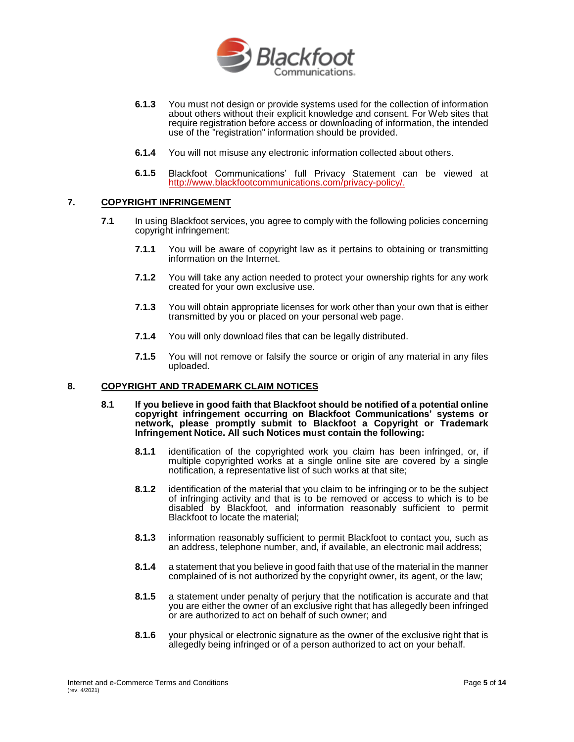**6.1.3** You must not design or provide systems used for the collection of information about others without their explicit knowledge and consent. For Web sites that require registration before access or downloading of information, the intended use of the "registration" information should be provided.

**6.1.4** You will not misuse any electronic information collected about others.

**6.1.5** Blackfoot Communications' full Privacy Statement can be viewed at http://www.blackfootcommunications.com/privacy-policy/.

## 7. COPYRIGHT INFRINGEMENT

**7.1** In using Blackfoot services, you agree to comply with the following policies concerning copyright infringement:

**7.1.1** You will be aware of copyright law as it pertains to obtaining or transmitting information on the Internet.

**7.1.2** You will take any action needed to protect your ownership rights for any work created for your own exclusive use.

**7.1.3** You will obtain appropriate licenses for work other than your own that is either transmitted by you or placed on your personal web page.

**7.1.4** You will only download files that can be legally distributed.

**7.1.5** You will not remove or falsify the source or origin of any material in any files uploaded.

## 8. COPYRIGHT AND TRADEMARK CLAIM NOTICES

**8.1** **If you believe in good faith that Blackfoot should be notified of a potential online copyright infringement occurring on Blackfoot Communications' systems or network, please promptly submit to Blackfoot a Copyright or Trademark Infringement Notice. All such Notices must contain the following:**

**8.1.1** identification of the copyrighted work you claim has been infringed, or, if multiple copyrighted works at a single online site are covered by a single notification, a representative list of such works at that site;

**8.1.2** identification of the material that you claim to be infringing or to be the subject of infringing activity and that is to be removed or access to which is to be disabled by Blackfoot, and information reasonably sufficient to permit Blackfoot to locate the material;

**8.1.3** information reasonably sufficient to permit Blackfoot to contact you, such as an address, telephone number, and, if available, an electronic mail address;

**8.1.4** a statement that you believe in good faith that use of the material in the manner complained of is not authorized by the copyright owner, its agent, or the law;

**8.1.5** a statement under penalty of perjury that the notification is accurate and that you are either the owner of an exclusive right that has allegedly been infringed or are authorized to act on behalf of such owner; and

**8.1.6** your physical or electronic signature as the owner of the exclusive right that is allegedly being infringed or of a person authorized to act on your behalf.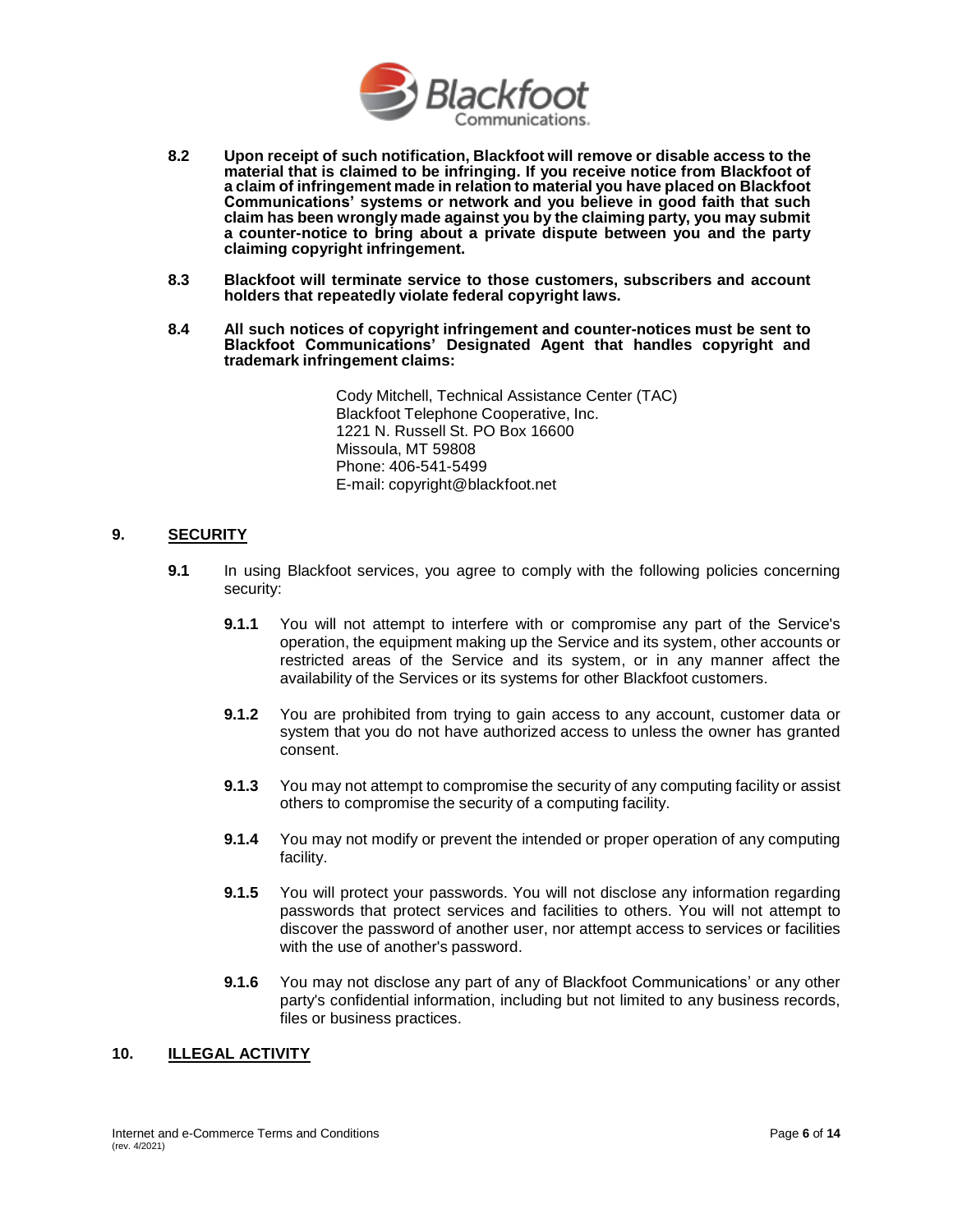**8.2 Upon receipt of such notification, Blackfoot will remove or disable access to the material that is claimed to be infringing. If you receive notice from Blackfoot of a claim of infringement made in relation to material you have placed on Blackfoot Communications' systems or network and you believe in good faith that such claim has been wrongly made against you by the claiming party, you may submit a counter-notice to bring about a private dispute between you and the party claiming copyright infringement.**

**8.3 Blackfoot will terminate service to those customers, subscribers and account holders that repeatedly violate federal copyright laws.**

**8.4 All such notices of copyright infringement and counter-notices must be sent to Blackfoot Communications' Designated Agent that handles copyright and trademark infringement claims:**

Cody Mitchell, Technical Assistance Center (TAC)
Blackfoot Telephone Cooperative, Inc.
1221 N. Russell St. PO Box 16600
Missoula, MT 59808
Phone: 406-541-5499
E-mail: copyright@blackfoot.net

## 9. SECURITY

**9.1** In using Blackfoot services, you agree to comply with the following policies concerning security:

**9.1.1** You will not attempt to interfere with or compromise any part of the Service's operation, the equipment making up the Service and its system, other accounts or restricted areas of the Service and its system, or in any manner affect the availability of the Services or its systems for other Blackfoot customers.

**9.1.2** You are prohibited from trying to gain access to any account, customer data or system that you do not have authorized access to unless the owner has granted consent.

**9.1.3** You may not attempt to compromise the security of any computing facility or assist others to compromise the security of a computing facility.

**9.1.4** You may not modify or prevent the intended or proper operation of any computing facility.

**9.1.5** You will protect your passwords. You will not disclose any information regarding passwords that protect services and facilities to others. You will not attempt to discover the password of another user, nor attempt access to services or facilities with the use of another's password.

**9.1.6** You may not disclose any part of any of Blackfoot Communications' or any other party's confidential information, including but not limited to any business records, files or business practices.

## 10. ILLEGAL ACTIVITY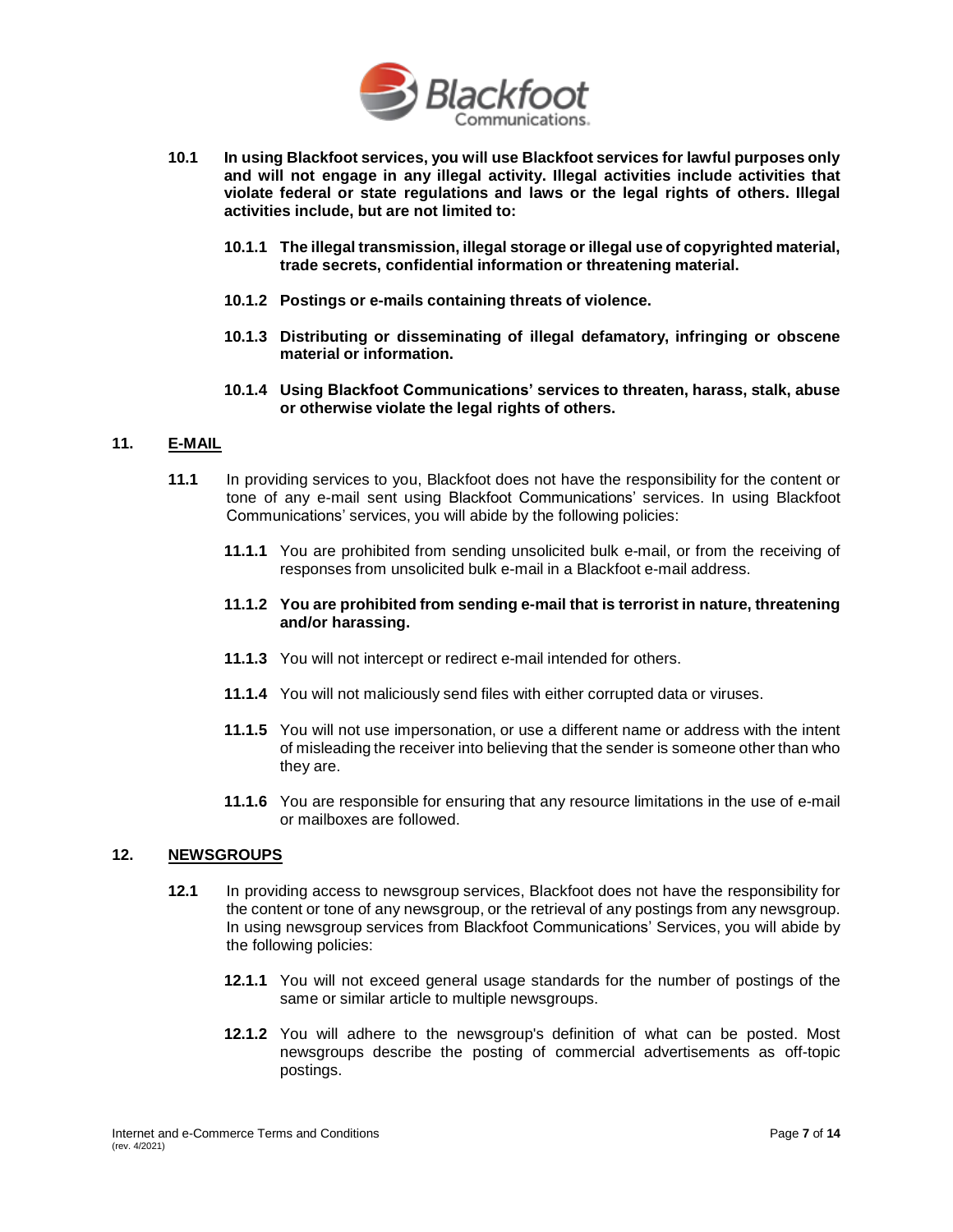**10.1 In using Blackfoot services, you will use Blackfoot services for lawful purposes only and will not engage in any illegal activity. Illegal activities include activities that violate federal or state regulations and laws or the legal rights of others. Illegal activities include, but are not limited to:**

**10.1.1 The illegal transmission, illegal storage or illegal use of copyrighted material, trade secrets, confidential information or threatening material.**

**10.1.2 Postings or e-mails containing threats of violence.**

**10.1.3 Distributing or disseminating of illegal defamatory, infringing or obscene material or information.**

**10.1.4 Using Blackfoot Communications' services to threaten, harass, stalk, abuse or otherwise violate the legal rights of others.**

## 11. E-MAIL

**11.1** In providing services to you, Blackfoot does not have the responsibility for the content or tone of any e-mail sent using Blackfoot Communications' services. In using Blackfoot Communications' services, you will abide by the following policies:

**11.1.1** You are prohibited from sending unsolicited bulk e-mail, or from the receiving of responses from unsolicited bulk e-mail in a Blackfoot e-mail address.

**11.1.2 You are prohibited from sending e-mail that is terrorist in nature, threatening and/or harassing.**

**11.1.3** You will not intercept or redirect e-mail intended for others.

**11.1.4** You will not maliciously send files with either corrupted data or viruses.

**11.1.5** You will not use impersonation, or use a different name or address with the intent of misleading the receiver into believing that the sender is someone other than who they are.

**11.1.6** You are responsible for ensuring that any resource limitations in the use of e-mail or mailboxes are followed.

## 12. NEWSGROUPS

**12.1** In providing access to newsgroup services, Blackfoot does not have the responsibility for the content or tone of any newsgroup, or the retrieval of any postings from any newsgroup. In using newsgroup services from Blackfoot Communications' Services, you will abide by the following policies:

**12.1.1** You will not exceed general usage standards for the number of postings of the same or similar article to multiple newsgroups.

**12.1.2** You will adhere to the newsgroup's definition of what can be posted. Most newsgroups describe the posting of commercial advertisements as off-topic postings.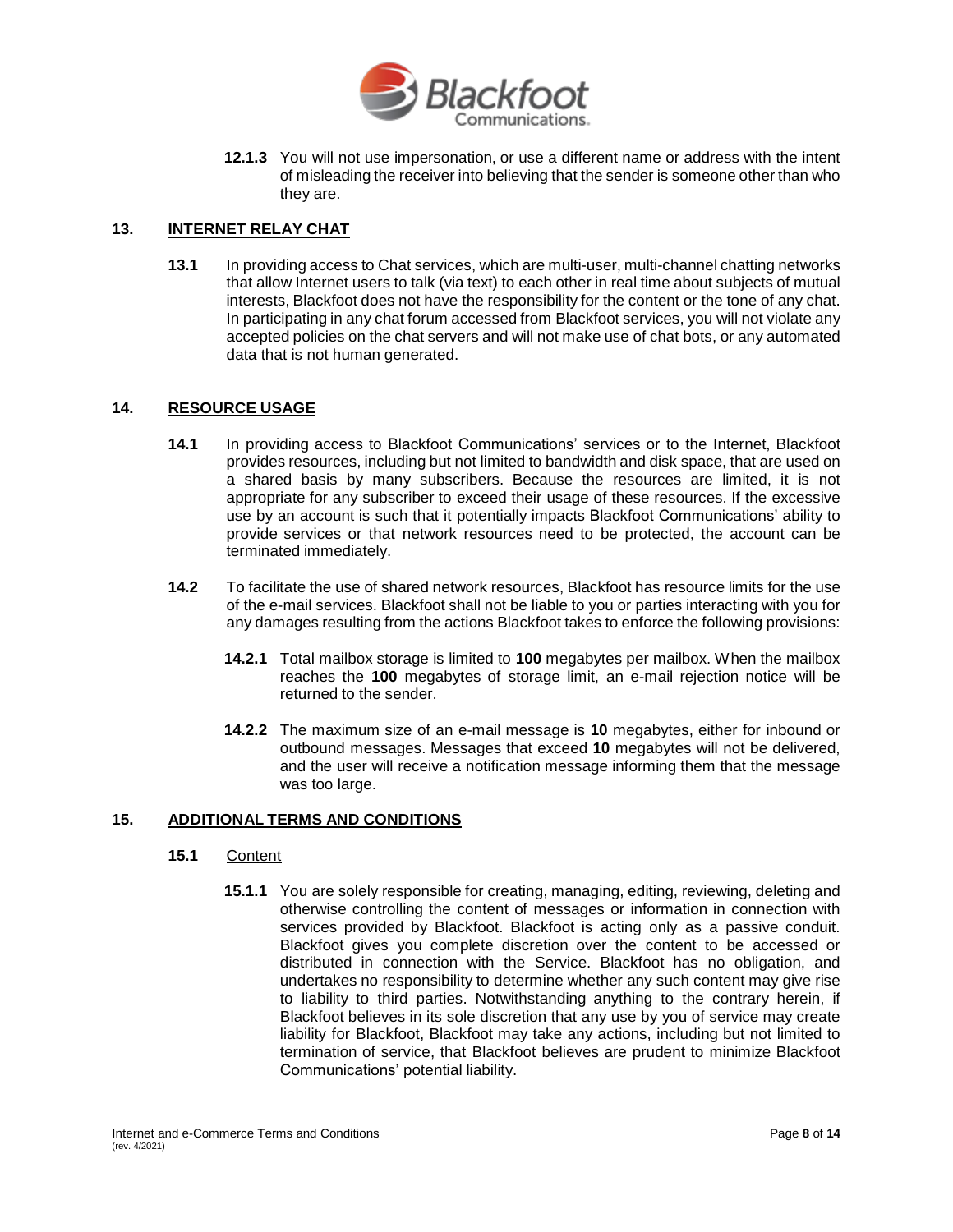**12.1.3** You will not use impersonation, or use a different name or address with the intent of misleading the receiver into believing that the sender is someone other than who they are.

## 13. INTERNET RELAY CHAT

**13.1** In providing access to Chat services, which are multi-user, multi-channel chatting networks that allow Internet users to talk (via text) to each other in real time about subjects of mutual interests, Blackfoot does not have the responsibility for the content or the tone of any chat. In participating in any chat forum accessed from Blackfoot services, you will not violate any accepted policies on the chat servers and will not make use of chat bots, or any automated data that is not human generated.

## 14. RESOURCE USAGE

**14.1** In providing access to Blackfoot Communications' services or to the Internet, Blackfoot provides resources, including but not limited to bandwidth and disk space, that are used on a shared basis by many subscribers. Because the resources are limited, it is not appropriate for any subscriber to exceed their usage of these resources. If the excessive use by an account is such that it potentially impacts Blackfoot Communications' ability to provide services or that network resources need to be protected, the account can be terminated immediately.

**14.2** To facilitate the use of shared network resources, Blackfoot has resource limits for the use of the e-mail services. Blackfoot shall not be liable to you or parties interacting with you for any damages resulting from the actions Blackfoot takes to enforce the following provisions:

**14.2.1** Total mailbox storage is limited to **100** megabytes per mailbox. When the mailbox reaches the **100** megabytes of storage limit, an e-mail rejection notice will be returned to the sender.

**14.2.2** The maximum size of an e-mail message is **10** megabytes, either for inbound or outbound messages. Messages that exceed **10** megabytes will not be delivered, and the user will receive a notification message informing them that the message was too large.

## 15. ADDITIONAL TERMS AND CONDITIONS

### 15.1 Content

**15.1.1** You are solely responsible for creating, managing, editing, reviewing, deleting and otherwise controlling the content of messages or information in connection with services provided by Blackfoot. Blackfoot is acting only as a passive conduit. Blackfoot gives you complete discretion over the content to be accessed or distributed in connection with the Service. Blackfoot has no obligation, and undertakes no responsibility to determine whether any such content may give rise to liability to third parties. Notwithstanding anything to the contrary herein, if Blackfoot believes in its sole discretion that any use by you of service may create liability for Blackfoot, Blackfoot may take any actions, including but not limited to termination of service, that Blackfoot believes are prudent to minimize Blackfoot Communications' potential liability.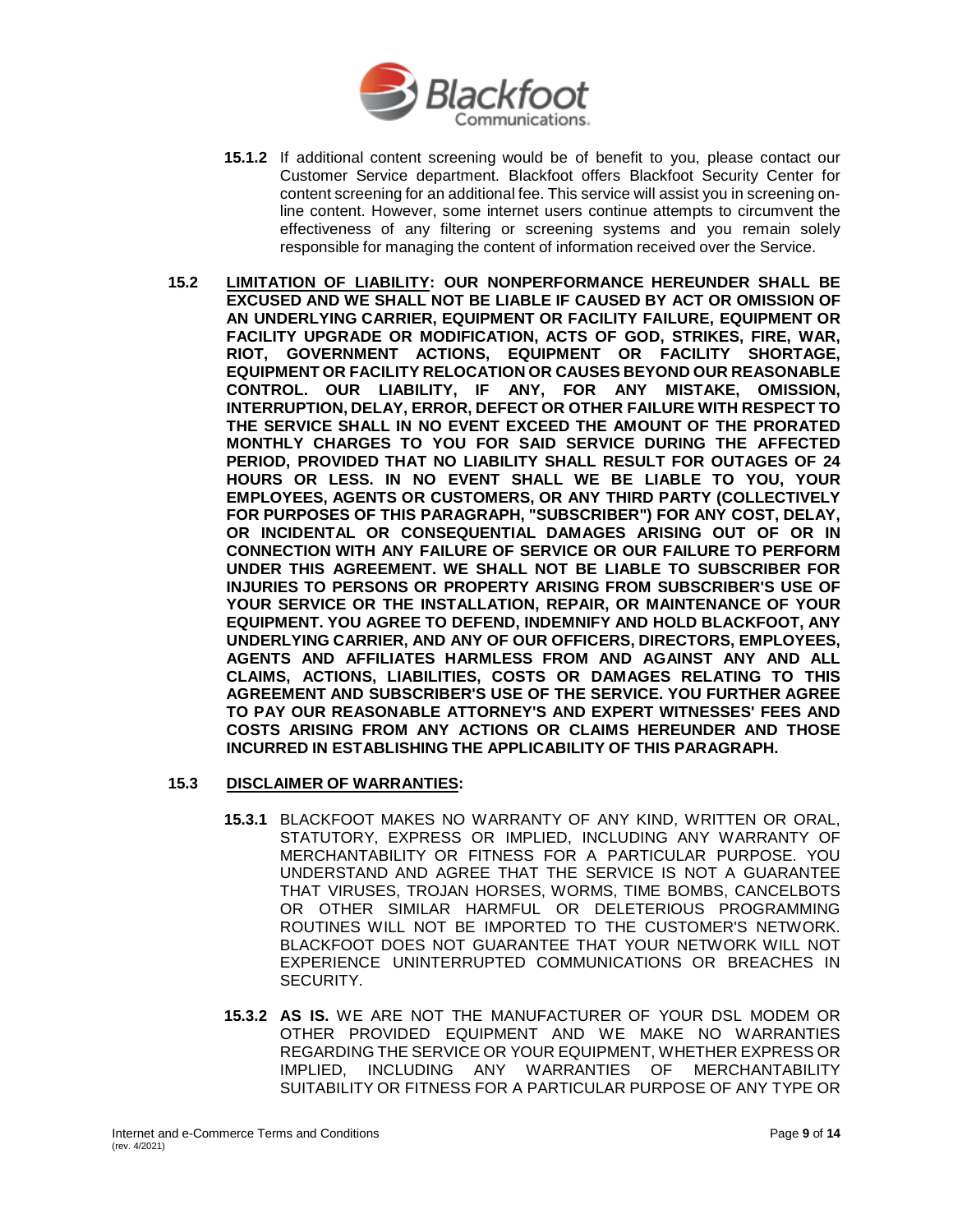**15.1.2** If additional content screening would be of benefit to you, please contact our Customer Service department. Blackfoot offers Blackfoot Security Center for content screening for an additional fee. This service will assist you in screening on-line content. However, some internet users continue attempts to circumvent the effectiveness of any filtering or screening systems and you remain solely responsible for managing the content of information received over the Service.

**15.2** **<u>LIMITATION OF LIABILITY</u>: OUR NONPERFORMANCE HEREUNDER SHALL BE EXCUSED AND WE SHALL NOT BE LIABLE IF CAUSED BY ACT OR OMISSION OF AN UNDERLYING CARRIER, EQUIPMENT OR FACILITY FAILURE, EQUIPMENT OR FACILITY UPGRADE OR MODIFICATION, ACTS OF GOD, STRIKES, FIRE, WAR, RIOT, GOVERNMENT ACTIONS, EQUIPMENT OR FACILITY SHORTAGE, EQUIPMENT OR FACILITY RELOCATION OR CAUSES BEYOND OUR REASONABLE CONTROL. OUR LIABILITY, IF ANY, FOR ANY MISTAKE, OMISSION, INTERRUPTION, DELAY, ERROR, DEFECT OR OTHER FAILURE WITH RESPECT TO THE SERVICE SHALL IN NO EVENT EXCEED THE AMOUNT OF THE PRORATED MONTHLY CHARGES TO YOU FOR SAID SERVICE DURING THE AFFECTED PERIOD, PROVIDED THAT NO LIABILITY SHALL RESULT FOR OUTAGES OF 24 HOURS OR LESS. IN NO EVENT SHALL WE BE LIABLE TO YOU, YOUR EMPLOYEES, AGENTS OR CUSTOMERS, OR ANY THIRD PARTY (COLLECTIVELY FOR PURPOSES OF THIS PARAGRAPH, "SUBSCRIBER") FOR ANY COST, DELAY, OR INCIDENTAL OR CONSEQUENTIAL DAMAGES ARISING OUT OF OR IN CONNECTION WITH ANY FAILURE OF SERVICE OR OUR FAILURE TO PERFORM UNDER THIS AGREEMENT. WE SHALL NOT BE LIABLE TO SUBSCRIBER FOR INJURIES TO PERSONS OR PROPERTY ARISING FROM SUBSCRIBER'S USE OF YOUR SERVICE OR THE INSTALLATION, REPAIR, OR MAINTENANCE OF YOUR EQUIPMENT. YOU AGREE TO DEFEND, INDEMNIFY AND HOLD BLACKFOOT, ANY UNDERLYING CARRIER, AND ANY OF OUR OFFICERS, DIRECTORS, EMPLOYEES, AGENTS AND AFFILIATES HARMLESS FROM AND AGAINST ANY AND ALL CLAIMS, ACTIONS, LIABILITIES, COSTS OR DAMAGES RELATING TO THIS AGREEMENT AND SUBSCRIBER'S USE OF THE SERVICE. YOU FURTHER AGREE TO PAY OUR REASONABLE ATTORNEY'S AND EXPERT WITNESSES' FEES AND COSTS ARISING FROM ANY ACTIONS OR CLAIMS HEREUNDER AND THOSE INCURRED IN ESTABLISHING THE APPLICABILITY OF THIS PARAGRAPH.**

**15.3** **<u>DISCLAIMER OF WARRANTIES</u>:**

**15.3.1** BLACKFOOT MAKES NO WARRANTY OF ANY KIND, WRITTEN OR ORAL, STATUTORY, EXPRESS OR IMPLIED, INCLUDING ANY WARRANTY OF MERCHANTABILITY OR FITNESS FOR A PARTICULAR PURPOSE. YOU UNDERSTAND AND AGREE THAT THE SERVICE IS NOT A GUARANTEE THAT VIRUSES, TROJAN HORSES, WORMS, TIME BOMBS, CANCELBOTS OR OTHER SIMILAR HARMFUL OR DELETERIOUS PROGRAMMING ROUTINES WILL NOT BE IMPORTED TO THE CUSTOMER'S NETWORK. BLACKFOOT DOES NOT GUARANTEE THAT YOUR NETWORK WILL NOT EXPERIENCE UNINTERRUPTED COMMUNICATIONS OR BREACHES IN SECURITY.

**15.3.2** **AS IS.** WE ARE NOT THE MANUFACTURER OF YOUR DSL MODEM OR OTHER PROVIDED EQUIPMENT AND WE MAKE NO WARRANTIES REGARDING THE SERVICE OR YOUR EQUIPMENT, WHETHER EXPRESS OR IMPLIED, INCLUDING ANY WARRANTIES OF MERCHANTABILITY SUITABILITY OR FITNESS FOR A PARTICULAR PURPOSE OF ANY TYPE OR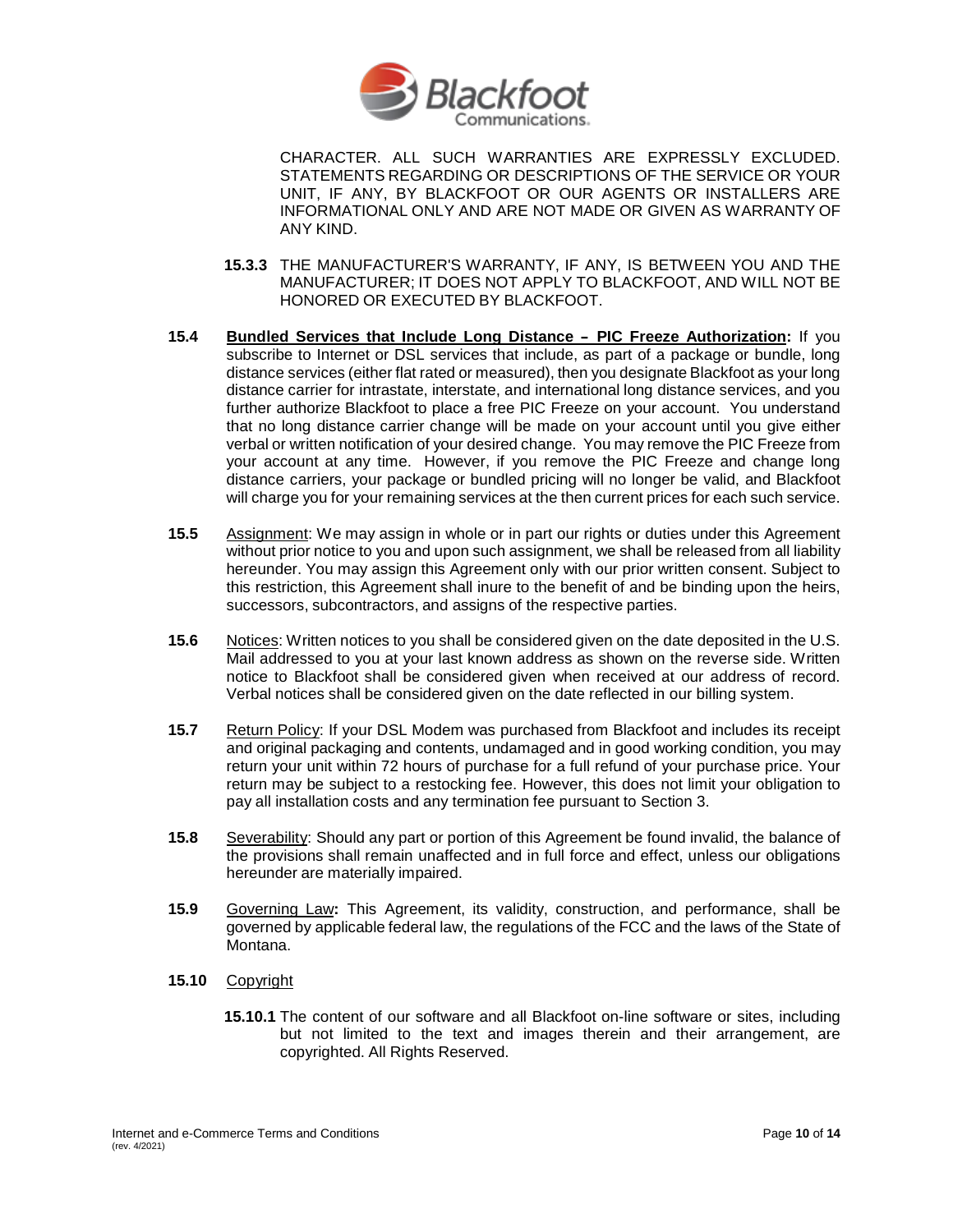CHARACTER. ALL SUCH WARRANTIES ARE EXPRESSLY EXCLUDED. STATEMENTS REGARDING OR DESCRIPTIONS OF THE SERVICE OR YOUR UNIT, IF ANY, BY BLACKFOOT OR OUR AGENTS OR INSTALLERS ARE INFORMATIONAL ONLY AND ARE NOT MADE OR GIVEN AS WARRANTY OF ANY KIND.

**15.3.3** THE MANUFACTURER'S WARRANTY, IF ANY, IS BETWEEN YOU AND THE MANUFACTURER; IT DOES NOT APPLY TO BLACKFOOT, AND WILL NOT BE HONORED OR EXECUTED BY BLACKFOOT.

**15.4** **Bundled Services that Include Long Distance – PIC Freeze Authorization:** If you subscribe to Internet or DSL services that include, as part of a package or bundle, long distance services (either flat rated or measured), then you designate Blackfoot as your long distance carrier for intrastate, interstate, and international long distance services, and you further authorize Blackfoot to place a free PIC Freeze on your account. You understand that no long distance carrier change will be made on your account until you give either verbal or written notification of your desired change. You may remove the PIC Freeze from your account at any time. However, if you remove the PIC Freeze and change long distance carriers, your package or bundled pricing will no longer be valid, and Blackfoot will charge you for your remaining services at the then current prices for each such service.

**15.5** Assignment: We may assign in whole or in part our rights or duties under this Agreement without prior notice to you and upon such assignment, we shall be released from all liability hereunder. You may assign this Agreement only with our prior written consent. Subject to this restriction, this Agreement shall inure to the benefit of and be binding upon the heirs, successors, subcontractors, and assigns of the respective parties.

**15.6** Notices: Written notices to you shall be considered given on the date deposited in the U.S. Mail addressed to you at your last known address as shown on the reverse side. Written notice to Blackfoot shall be considered given when received at our address of record. Verbal notices shall be considered given on the date reflected in our billing system.

**15.7** Return Policy: If your DSL Modem was purchased from Blackfoot and includes its receipt and original packaging and contents, undamaged and in good working condition, you may return your unit within 72 hours of purchase for a full refund of your purchase price. Your return may be subject to a restocking fee. However, this does not limit your obligation to pay all installation costs and any termination fee pursuant to Section 3.

**15.8** Severability: Should any part or portion of this Agreement be found invalid, the balance of the provisions shall remain unaffected and in full force and effect, unless our obligations hereunder are materially impaired.

**15.9** Governing Law**:** This Agreement, its validity, construction, and performance, shall be governed by applicable federal law, the regulations of the FCC and the laws of the State of Montana.

**15.10** Copyright

**15.10.1** The content of our software and all Blackfoot on-line software or sites, including but not limited to the text and images therein and their arrangement, are copyrighted. All Rights Reserved.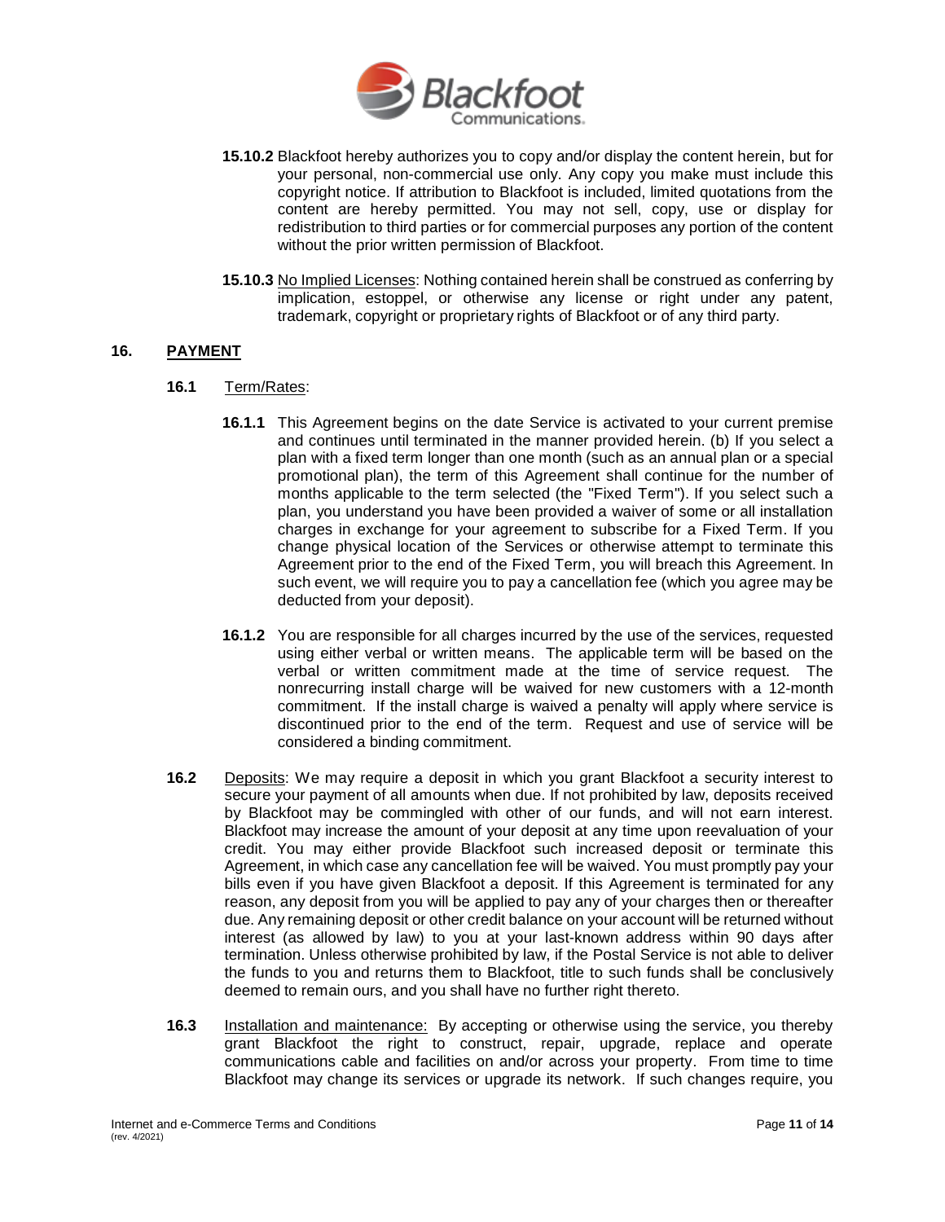**15.10.2** Blackfoot hereby authorizes you to copy and/or display the content herein, but for your personal, non-commercial use only. Any copy you make must include this copyright notice. If attribution to Blackfoot is included, limited quotations from the content are hereby permitted. You may not sell, copy, use or display for redistribution to third parties or for commercial purposes any portion of the content without the prior written permission of Blackfoot.

**15.10.3** No Implied Licenses: Nothing contained herein shall be construed as conferring by implication, estoppel, or otherwise any license or right under any patent, trademark, copyright or proprietary rights of Blackfoot or of any third party.

## 16. PAYMENT

**16.1** Term/Rates:

**16.1.1** This Agreement begins on the date Service is activated to your current premise and continues until terminated in the manner provided herein. (b) If you select a plan with a fixed term longer than one month (such as an annual plan or a special promotional plan), the term of this Agreement shall continue for the number of months applicable to the term selected (the "Fixed Term"). If you select such a plan, you understand you have been provided a waiver of some or all installation charges in exchange for your agreement to subscribe for a Fixed Term. If you change physical location of the Services or otherwise attempt to terminate this Agreement prior to the end of the Fixed Term, you will breach this Agreement. In such event, we will require you to pay a cancellation fee (which you agree may be deducted from your deposit).

**16.1.2** You are responsible for all charges incurred by the use of the services, requested using either verbal or written means. The applicable term will be based on the verbal or written commitment made at the time of service request. The nonrecurring install charge will be waived for new customers with a 12-month commitment. If the install charge is waived a penalty will apply where service is discontinued prior to the end of the term. Request and use of service will be considered a binding commitment.

**16.2** Deposits: We may require a deposit in which you grant Blackfoot a security interest to secure your payment of all amounts when due. If not prohibited by law, deposits received by Blackfoot may be commingled with other of our funds, and will not earn interest. Blackfoot may increase the amount of your deposit at any time upon reevaluation of your credit. You may either provide Blackfoot such increased deposit or terminate this Agreement, in which case any cancellation fee will be waived. You must promptly pay your bills even if you have given Blackfoot a deposit. If this Agreement is terminated for any reason, any deposit from you will be applied to pay any of your charges then or thereafter due. Any remaining deposit or other credit balance on your account will be returned without interest (as allowed by law) to you at your last-known address within 90 days after termination. Unless otherwise prohibited by law, if the Postal Service is not able to deliver the funds to you and returns them to Blackfoot, title to such funds shall be conclusively deemed to remain ours, and you shall have no further right thereto.

**16.3** Installation and maintenance: By accepting or otherwise using the service, you thereby grant Blackfoot the right to construct, repair, upgrade, replace and operate communications cable and facilities on and/or across your property. From time to time Blackfoot may change its services or upgrade its network. If such changes require, you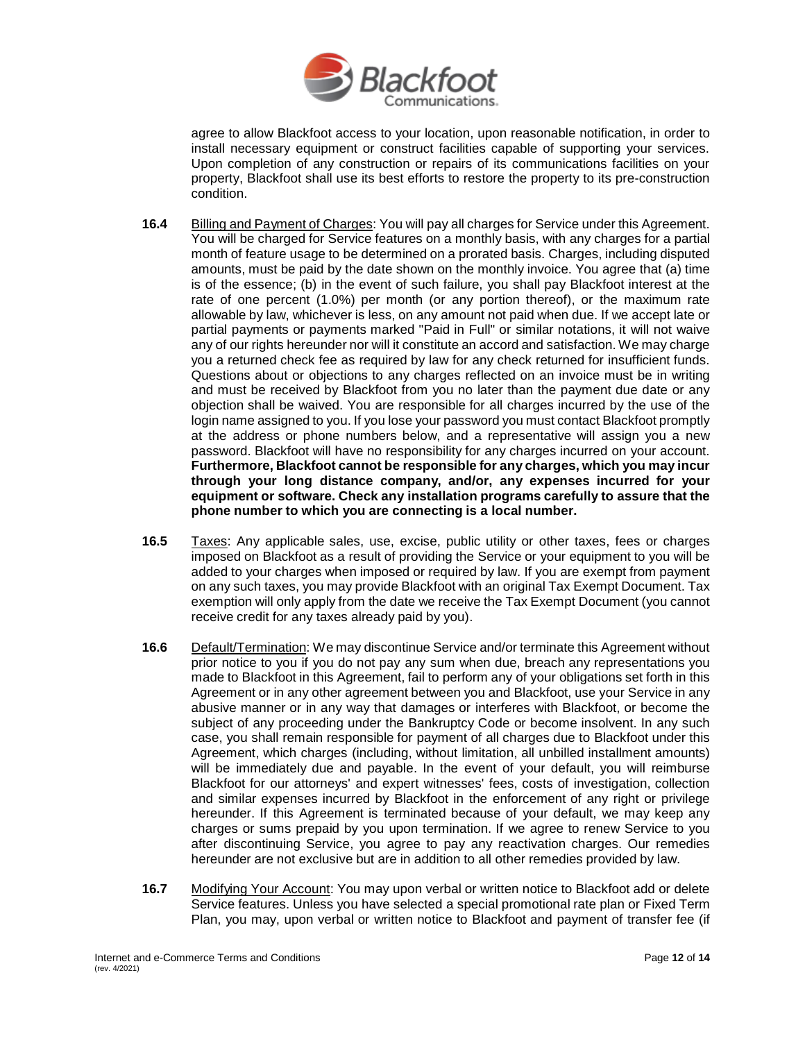agree to allow Blackfoot access to your location, upon reasonable notification, in order to install necessary equipment or construct facilities capable of supporting your services. Upon completion of any construction or repairs of its communications facilities on your property, Blackfoot shall use its best efforts to restore the property to its pre-construction condition.

**16.4** Billing and Payment of Charges: You will pay all charges for Service under this Agreement. You will be charged for Service features on a monthly basis, with any charges for a partial month of feature usage to be determined on a prorated basis. Charges, including disputed amounts, must be paid by the date shown on the monthly invoice. You agree that (a) time is of the essence; (b) in the event of such failure, you shall pay Blackfoot interest at the rate of one percent (1.0%) per month (or any portion thereof), or the maximum rate allowable by law, whichever is less, on any amount not paid when due. If we accept late or partial payments or payments marked "Paid in Full" or similar notations, it will not waive any of our rights hereunder nor will it constitute an accord and satisfaction. We may charge you a returned check fee as required by law for any check returned for insufficient funds. Questions about or objections to any charges reflected on an invoice must be in writing and must be received by Blackfoot from you no later than the payment due date or any objection shall be waived. You are responsible for all charges incurred by the use of the login name assigned to you. If you lose your password you must contact Blackfoot promptly at the address or phone numbers below, and a representative will assign you a new password. Blackfoot will have no responsibility for any charges incurred on your account. **Furthermore, Blackfoot cannot be responsible for any charges, which you may incur through your long distance company, and/or, any expenses incurred for your equipment or software. Check any installation programs carefully to assure that the phone number to which you are connecting is a local number.**

**16.5** Taxes: Any applicable sales, use, excise, public utility or other taxes, fees or charges imposed on Blackfoot as a result of providing the Service or your equipment to you will be added to your charges when imposed or required by law. If you are exempt from payment on any such taxes, you may provide Blackfoot with an original Tax Exempt Document. Tax exemption will only apply from the date we receive the Tax Exempt Document (you cannot receive credit for any taxes already paid by you).

**16.6** Default/Termination: We may discontinue Service and/or terminate this Agreement without prior notice to you if you do not pay any sum when due, breach any representations you made to Blackfoot in this Agreement, fail to perform any of your obligations set forth in this Agreement or in any other agreement between you and Blackfoot, use your Service in any abusive manner or in any way that damages or interferes with Blackfoot, or become the subject of any proceeding under the Bankruptcy Code or become insolvent. In any such case, you shall remain responsible for payment of all charges due to Blackfoot under this Agreement, which charges (including, without limitation, all unbilled installment amounts) will be immediately due and payable. In the event of your default, you will reimburse Blackfoot for our attorneys' and expert witnesses' fees, costs of investigation, collection and similar expenses incurred by Blackfoot in the enforcement of any right or privilege hereunder. If this Agreement is terminated because of your default, we may keep any charges or sums prepaid by you upon termination. If we agree to renew Service to you after discontinuing Service, you agree to pay any reactivation charges. Our remedies hereunder are not exclusive but are in addition to all other remedies provided by law.

**16.7** Modifying Your Account: You may upon verbal or written notice to Blackfoot add or delete Service features. Unless you have selected a special promotional rate plan or Fixed Term Plan, you may, upon verbal or written notice to Blackfoot and payment of transfer fee (if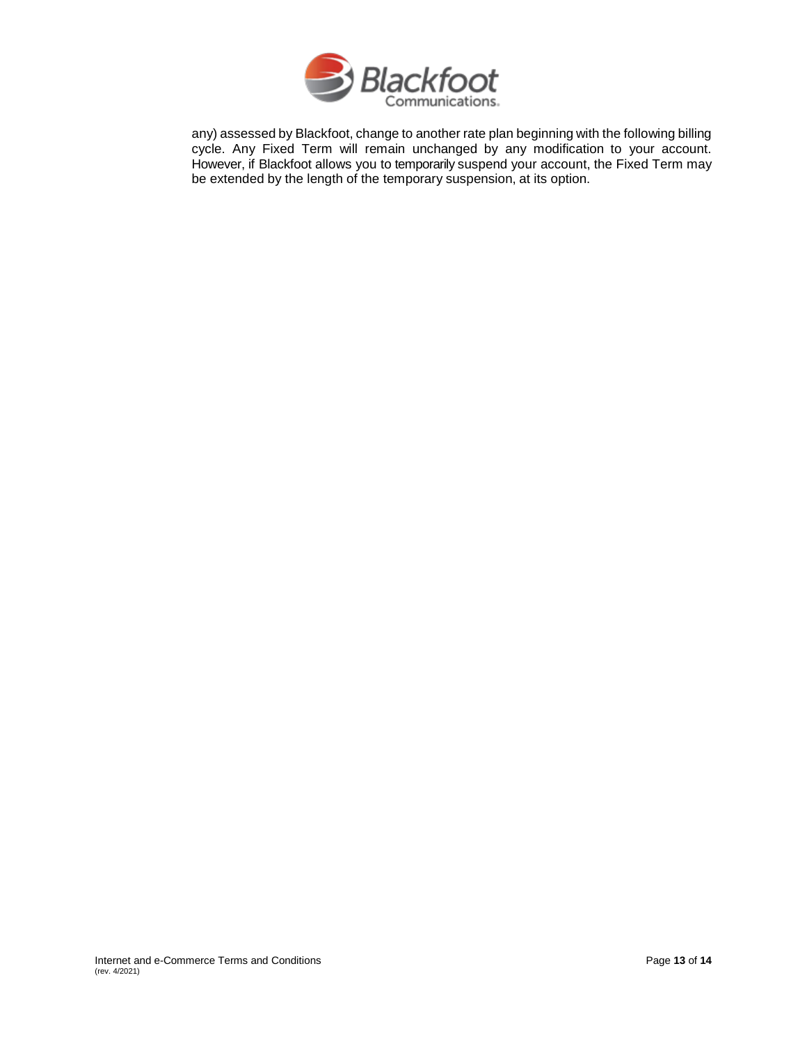any) assessed by Blackfoot, change to another rate plan beginning with the following billing cycle. Any Fixed Term will remain unchanged by any modification to your account. However, if Blackfoot allows you to temporarily suspend your account, the Fixed Term may be extended by the length of the temporary suspension, at its option.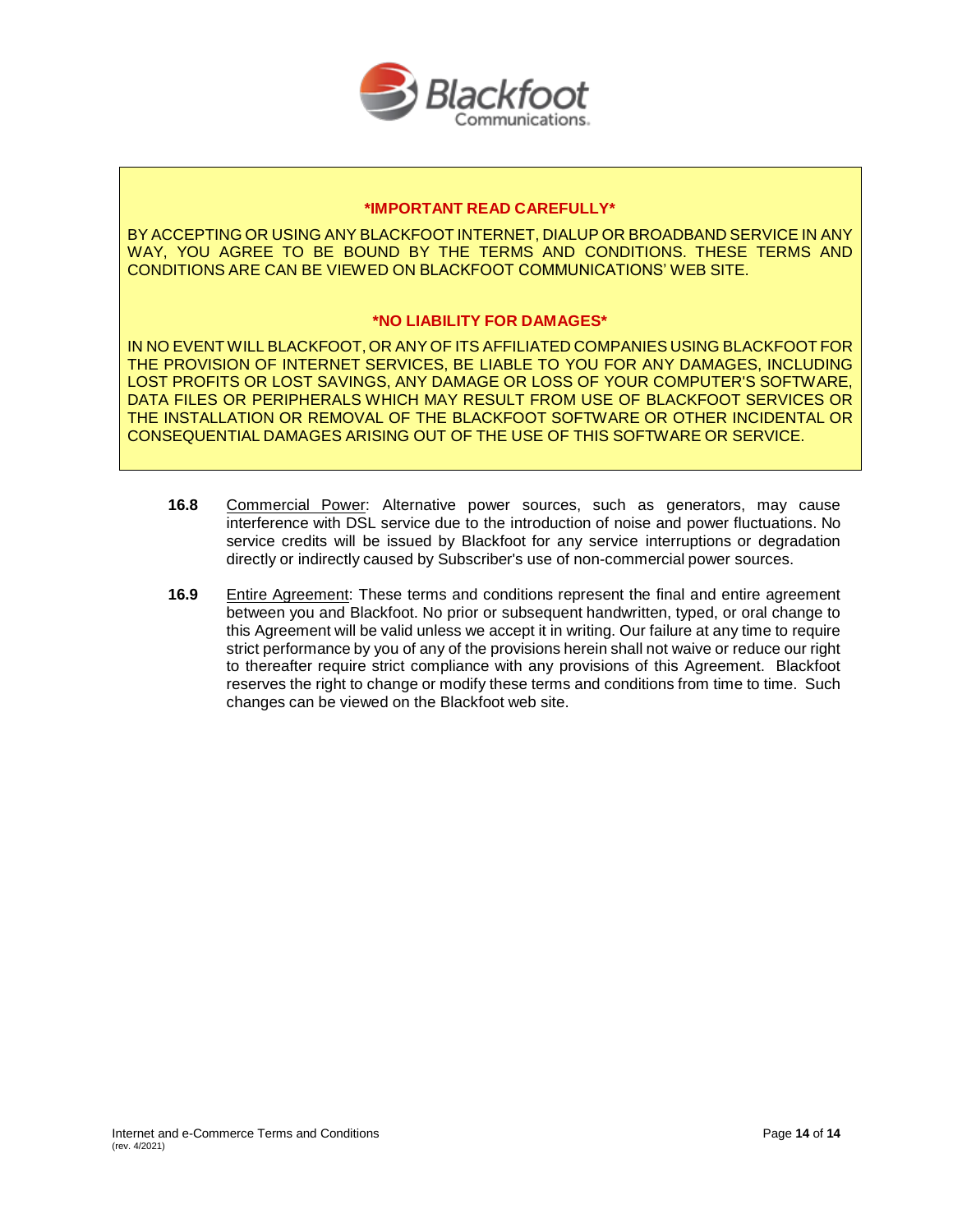**\*IMPORTANT READ CAREFULLY\***

BY ACCEPTING OR USING ANY BLACKFOOT INTERNET, DIALUP OR BROADBAND SERVICE IN ANY WAY, YOU AGREE TO BE BOUND BY THE TERMS AND CONDITIONS. THESE TERMS AND CONDITIONS ARE CAN BE VIEWED ON BLACKFOOT COMMUNICATIONS' WEB SITE.

**\*NO LIABILITY FOR DAMAGES\***

IN NO EVENT WILL BLACKFOOT, OR ANY OF ITS AFFILIATED COMPANIES USING BLACKFOOT FOR THE PROVISION OF INTERNET SERVICES, BE LIABLE TO YOU FOR ANY DAMAGES, INCLUDING LOST PROFITS OR LOST SAVINGS, ANY DAMAGE OR LOSS OF YOUR COMPUTER'S SOFTWARE, DATA FILES OR PERIPHERALS WHICH MAY RESULT FROM USE OF BLACKFOOT SERVICES OR THE INSTALLATION OR REMOVAL OF THE BLACKFOOT SOFTWARE OR OTHER INCIDENTAL OR CONSEQUENTIAL DAMAGES ARISING OUT OF THE USE OF THIS SOFTWARE OR SERVICE.

**16.8** Commercial Power: Alternative power sources, such as generators, may cause interference with DSL service due to the introduction of noise and power fluctuations. No service credits will be issued by Blackfoot for any service interruptions or degradation directly or indirectly caused by Subscriber's use of non-commercial power sources.

**16.9** Entire Agreement: These terms and conditions represent the final and entire agreement between you and Blackfoot. No prior or subsequent handwritten, typed, or oral change to this Agreement will be valid unless we accept it in writing. Our failure at any time to require strict performance by you of any of the provisions herein shall not waive or reduce our right to thereafter require strict compliance with any provisions of this Agreement. Blackfoot reserves the right to change or modify these terms and conditions from time to time. Such changes can be viewed on the Blackfoot web site.